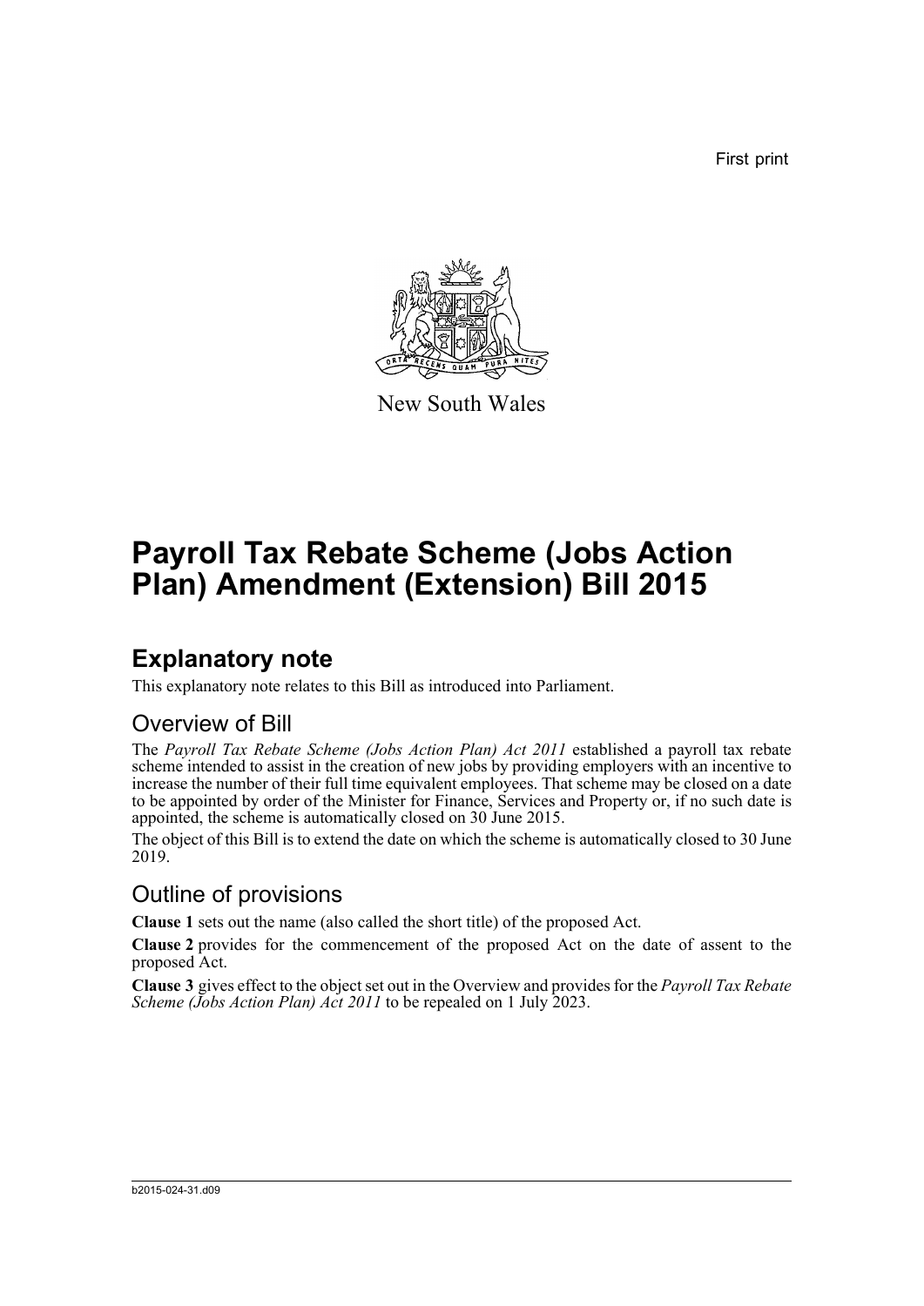First print

New South Wales

# Payroll Tax Rebate Scheme (Jobs Action Plan) Amendment (Extension) Bill 2015

## Explanatory note

This explanatory note relates to this Bill as introduced into Parliament.

### Overview of Bill

The *Payroll Tax Rebate Scheme (Jobs Action Plan) Act 2011* established a payroll tax rebate scheme intended to assist in the creation of new jobs by providing employers with an incentive to increase the number of their full time equivalent employees. That scheme may be closed on a date to be appointed by order of the Minister for Finance, Services and Property or, if no such date is appointed, the scheme is automatically closed on 30 June 2015.

The object of this Bill is to extend the date on which the scheme is automatically closed to 30 June 2019.

### Outline of provisions

**Clause 1** sets out the name (also called the short title) of the proposed Act.

**Clause 2** provides for the commencement of the proposed Act on the date of assent to the proposed Act.

**Clause 3** gives effect to the object set out in the Overview and provides for the *Payroll Tax Rebate Scheme (Jobs Action Plan) Act 2011* to be repealed on 1 July 2023.

b2015-024-31.d09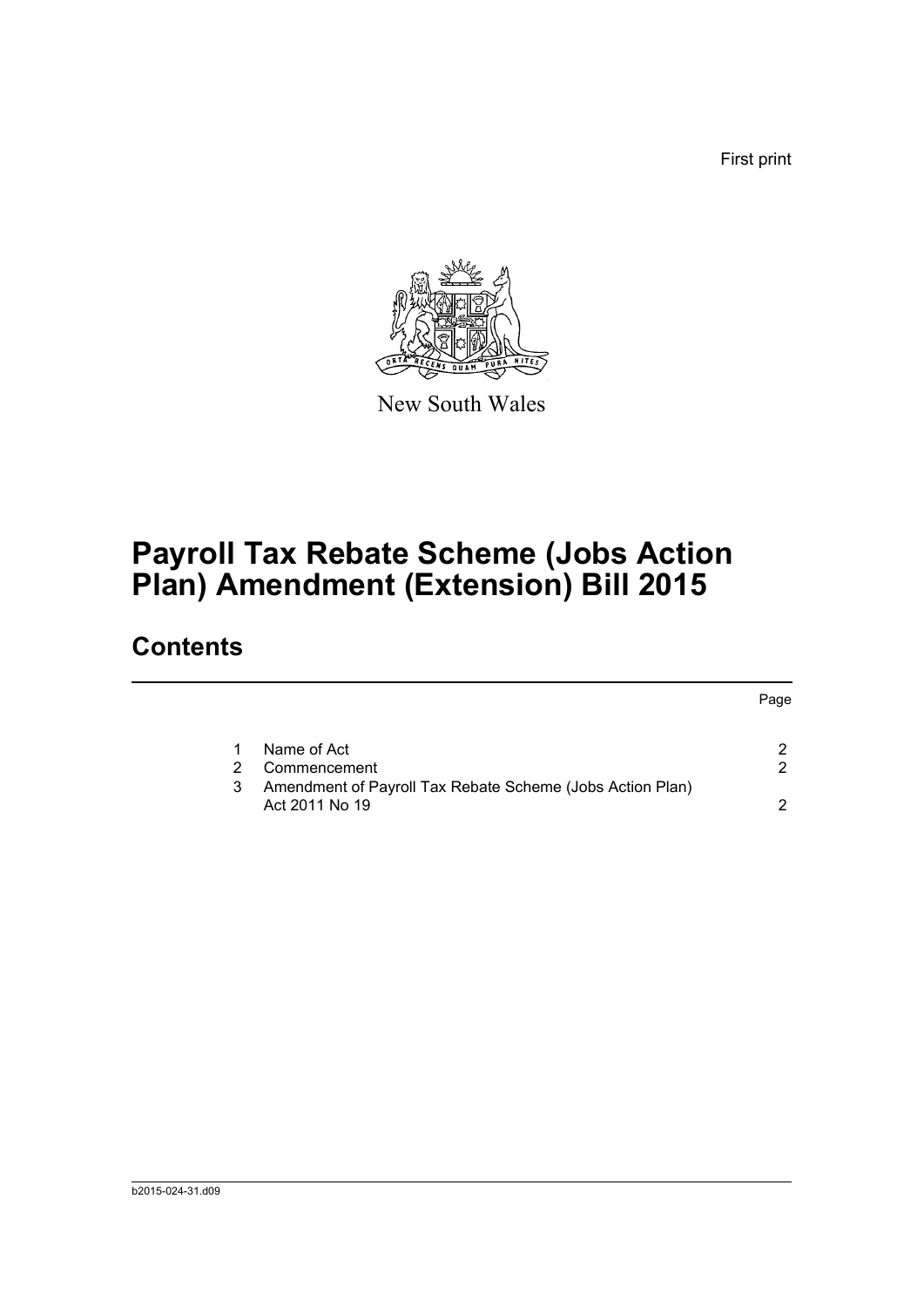First print

New South Wales

# Payroll Tax Rebate Scheme (Jobs Action Plan) Amendment (Extension) Bill 2015

## Contents

| | | Page |
|---|---|---|
| 1 | Name of Act | 2 |
| 2 | Commencement | 2 |
| 3 | Amendment of Payroll Tax Rebate Scheme (Jobs Action Plan) Act 2011 No 19 | 2 |

b2015-024-31.d09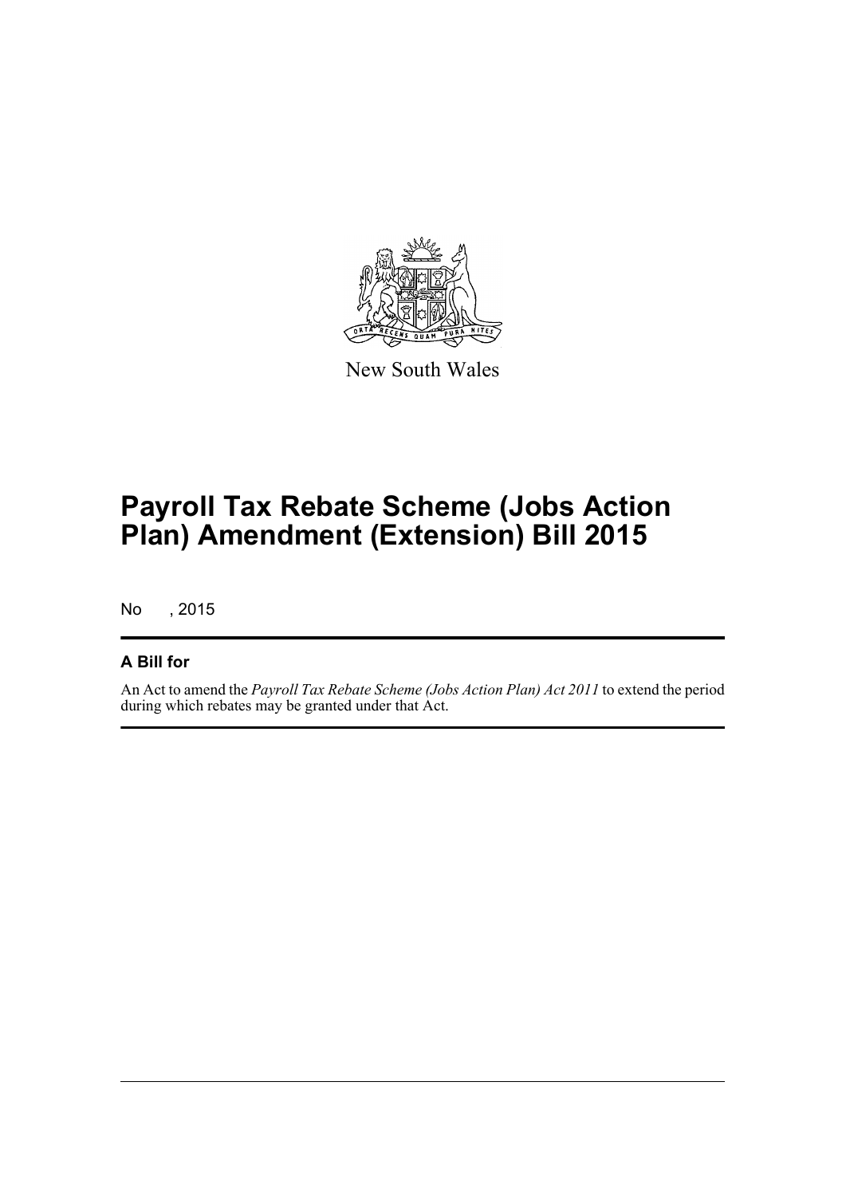New South Wales

# Payroll Tax Rebate Scheme (Jobs Action Plan) Amendment (Extension) Bill 2015

No , 2015

## A Bill for

An Act to amend the *Payroll Tax Rebate Scheme (Jobs Action Plan) Act 2011* to extend the period during which rebates may be granted under that Act.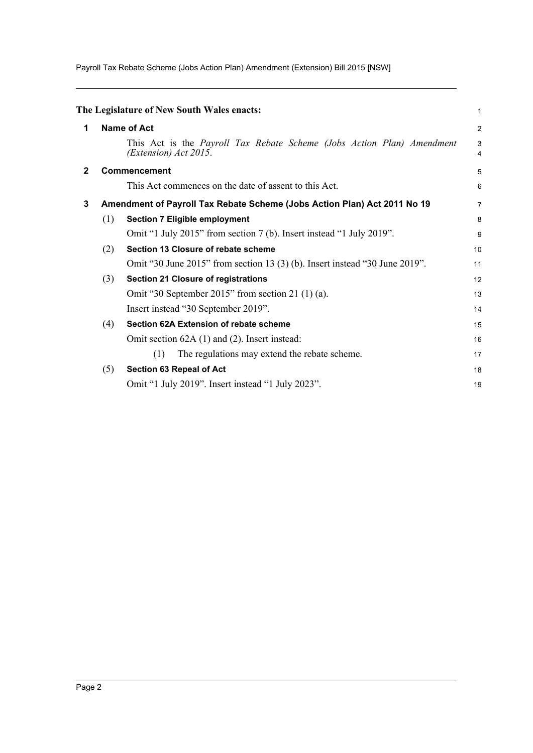**The Legislature of New South Wales enacts:**

## 1 Name of Act

This Act is the *Payroll Tax Rebate Scheme (Jobs Action Plan) Amendment (Extension) Act 2015*.

## 2 Commencement

This Act commences on the date of assent to this Act.

## 3 Amendment of Payroll Tax Rebate Scheme (Jobs Action Plan) Act 2011 No 19

(1) **Section 7 Eligible employment**

Omit "1 July 2015" from section 7 (b). Insert instead "1 July 2019".

(2) **Section 13 Closure of rebate scheme**

Omit "30 June 2015" from section 13 (3) (b). Insert instead "30 June 2019".

(3) **Section 21 Closure of registrations**

Omit "30 September 2015" from section 21 (1) (a).

Insert instead "30 September 2019".

(4) **Section 62A Extension of rebate scheme**

Omit section 62A (1) and (2). Insert instead:

(1) The regulations may extend the rebate scheme.

(5) **Section 63 Repeal of Act**

Omit "1 July 2019". Insert instead "1 July 2023".